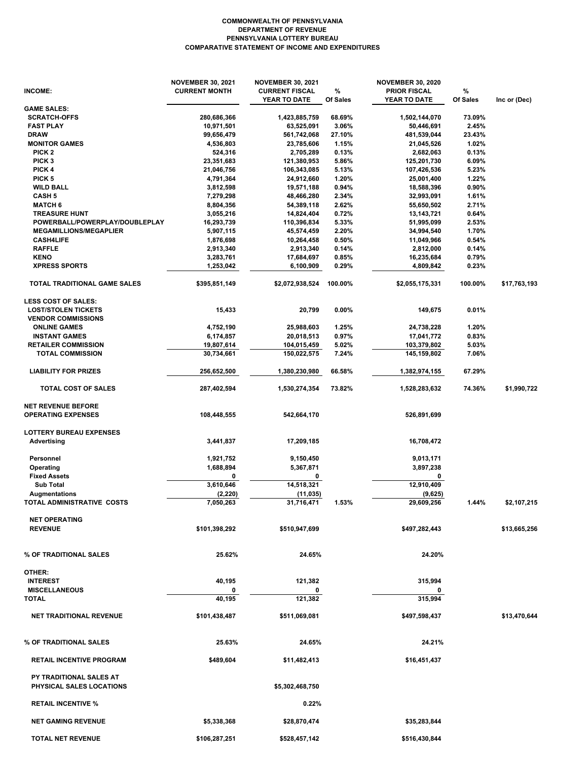**COMMONWEALTH OF PENNSYLVANIA**
**DEPARTMENT OF REVENUE**
**PENNSYLVANIA LOTTERY BUREAU**
**COMPARATIVE STATEMENT OF INCOME AND EXPENDITURES**

| INCOME: | NOVEMBER 30, 2021 CURRENT MONTH | NOVEMBER 30, 2021 CURRENT FISCAL YEAR TO DATE | % Of Sales | NOVEMBER 30, 2020 PRIOR FISCAL YEAR TO DATE | % Of Sales | Inc or (Dec) |
|---|---|---|---|---|---|---|
| **GAME SALES:** | | | | | | |
| SCRATCH-OFFS | 280,686,366 | 1,423,885,759 | 68.69% | 1,502,144,070 | 73.09% | |
| FAST PLAY | 10,971,501 | 63,525,091 | 3.06% | 50,446,691 | 2.45% | |
| DRAW | 99,656,479 | 561,742,068 | 27.10% | 481,539,044 | 23.43% | |
| MONITOR GAMES | 4,536,803 | 23,785,606 | 1.15% | 21,045,526 | 1.02% | |
| PICK 2 | 524,316 | 2,705,289 | 0.13% | 2,682,063 | 0.13% | |
| PICK 3 | 23,351,683 | 121,380,953 | 5.86% | 125,201,730 | 6.09% | |
| PICK 4 | 21,046,756 | 106,343,085 | 5.13% | 107,426,536 | 5.23% | |
| PICK 5 | 4,791,364 | 24,912,660 | 1.20% | 25,001,400 | 1.22% | |
| WILD BALL | 3,812,598 | 19,571,188 | 0.94% | 18,588,396 | 0.90% | |
| CASH 5 | 7,279,298 | 48,466,280 | 2.34% | 32,993,091 | 1.61% | |
| MATCH 6 | 8,804,356 | 54,389,118 | 2.62% | 55,650,502 | 2.71% | |
| TREASURE HUNT | 3,055,216 | 14,824,404 | 0.72% | 13,143,721 | 0.64% | |
| POWERBALL/POWERPLAY/DOUBLEPLAY | 16,293,739 | 110,396,834 | 5.33% | 51,995,099 | 2.53% | |
| MEGAMILLIONS/MEGAPLIER | 5,907,115 | 45,574,459 | 2.20% | 34,994,540 | 1.70% | |
| CASH4LIFE | 1,876,698 | 10,264,458 | 0.50% | 11,049,966 | 0.54% | |
| RAFFLE | 2,913,340 | 2,913,340 | 0.14% | 2,812,000 | 0.14% | |
| KENO | 3,283,761 | 17,684,697 | 0.85% | 16,235,684 | 0.79% | |
| XPRESS SPORTS | 1,253,042 | 6,100,909 | 0.29% | 4,809,842 | 0.23% | |
| **TOTAL TRADITIONAL GAME SALES** | $395,851,149 | $2,072,938,524 | 100.00% | $2,055,175,331 | 100.00% | $17,763,193 |
| **LESS COST OF SALES:** | | | | | | |
| LOST/STOLEN TICKETS | 15,433 | 20,799 | 0.00% | 149,675 | 0.01% | |
| VENDOR COMMISSIONS | | | | | | |
| ONLINE GAMES | 4,752,190 | 25,988,603 | 1.25% | 24,738,228 | 1.20% | |
| INSTANT GAMES | 6,174,857 | 20,018,513 | 0.97% | 17,041,772 | 0.83% | |
| RETAILER COMMISSION | 19,807,614 | 104,015,459 | 5.02% | 103,379,802 | 5.03% | |
| TOTAL COMMISSION | 30,734,661 | 150,022,575 | 7.24% | 145,159,802 | 7.06% | |
| LIABILITY FOR PRIZES | 256,652,500 | 1,380,230,980 | 66.58% | 1,382,974,155 | 67.29% | |
| **TOTAL COST OF SALES** | 287,402,594 | 1,530,274,354 | 73.82% | 1,528,283,632 | 74.36% | $1,990,722 |
| **NET REVENUE BEFORE OPERATING EXPENSES** | 108,448,555 | 542,664,170 | | 526,891,699 | | |
| **LOTTERY BUREAU EXPENSES** | | | | | | |
| Advertising | 3,441,837 | 17,209,185 | | 16,708,472 | | |
| Personnel | 1,921,752 | 9,150,450 | | 9,013,171 | | |
| Operating | 1,688,894 | 5,367,871 | | 3,897,238 | | |
| Fixed Assets | 0 | 0 | | 0 | | |
| Sub Total | 3,610,646 | 14,518,321 | | 12,910,409 | | |
| Augmentations | (2,220) | (11,035) | | (9,625) | | |
| **TOTAL ADMINISTRATIVE COSTS** | 7,050,263 | 31,716,471 | 1.53% | 29,609,256 | 1.44% | $2,107,215 |
| **NET OPERATING REVENUE** | $101,398,292 | $510,947,699 | | $497,282,443 | | $13,665,256 |
| **% OF TRADITIONAL SALES** | 25.62% | 24.65% | | 24.20% | | |
| **OTHER:** | | | | | | |
| INTEREST | 40,195 | 121,382 | | 315,994 | | |
| MISCELLANEOUS | 0 | 0 | | 0 | | |
| **TOTAL** | 40,195 | 121,382 | | 315,994 | | |
| **NET TRADITIONAL REVENUE** | $101,438,487 | $511,069,081 | | $497,598,437 | | $13,470,644 |
| **% OF TRADITIONAL SALES** | 25.63% | 24.65% | | 24.21% | | |
| **RETAIL INCENTIVE PROGRAM** | $489,604 | $11,482,413 | | $16,451,437 | | |
| **PY TRADITIONAL SALES AT PHYSICAL SALES LOCATIONS** | | $5,302,468,750 | | | | |
| **RETAIL INCENTIVE %** | | 0.22% | | | | |
| **NET GAMING REVENUE** | $5,338,368 | $28,870,474 | | $35,283,844 | | |
| **TOTAL NET REVENUE** | $106,287,251 | $528,457,142 | | $516,430,844 | | |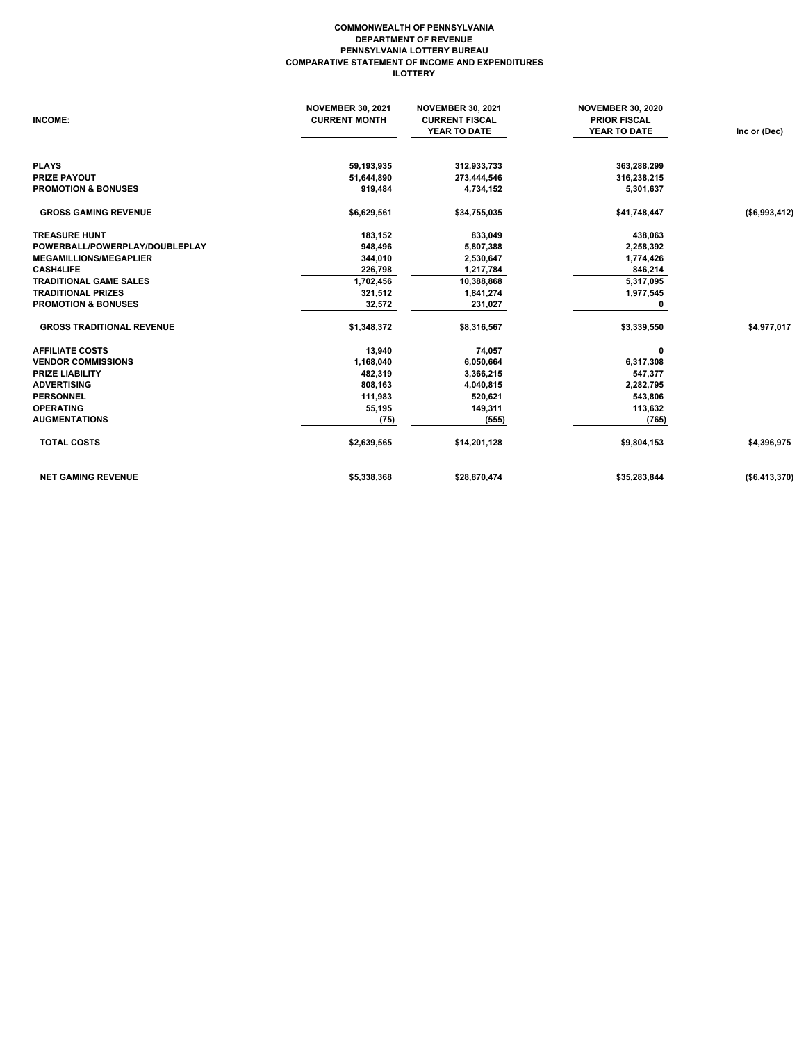**COMMONWEALTH OF PENNSYLVANIA**
**DEPARTMENT OF REVENUE**
**PENNSYLVANIA LOTTERY BUREAU**
**COMPARATIVE STATEMENT OF INCOME AND EXPENDITURES**
**ILOTTERY**

| INCOME: | NOVEMBER 30, 2021 CURRENT MONTH | NOVEMBER 30, 2021 CURRENT FISCAL YEAR TO DATE | NOVEMBER 30, 2020 PRIOR FISCAL YEAR TO DATE | Inc or (Dec) |
|---|---|---|---|---|
| PLAYS | 59,193,935 | 312,933,733 | 363,288,299 | |
| PRIZE PAYOUT | 51,644,890 | 273,444,546 | 316,238,215 | |
| PROMOTION & BONUSES | 919,484 | 4,734,152 | 5,301,637 | |
| GROSS GAMING REVENUE | $6,629,561 | $34,755,035 | $41,748,447 | ($6,993,412) |
| TREASURE HUNT | 183,152 | 833,049 | 438,063 | |
| POWERBALL/POWERPLAY/DOUBLEPLAY | 948,496 | 5,807,388 | 2,258,392 | |
| MEGAMILLIONS/MEGAPLIER | 344,010 | 2,530,647 | 1,774,426 | |
| CASH4LIFE | 226,798 | 1,217,784 | 846,214 | |
| TRADITIONAL GAME SALES | 1,702,456 | 10,388,868 | 5,317,095 | |
| TRADITIONAL PRIZES | 321,512 | 1,841,274 | 1,977,545 | |
| PROMOTION & BONUSES | 32,572 | 231,027 | 0 | |
| GROSS TRADITIONAL REVENUE | $1,348,372 | $8,316,567 | $3,339,550 | $4,977,017 |
| AFFILIATE COSTS | 13,940 | 74,057 | 0 | |
| VENDOR COMMISSIONS | 1,168,040 | 6,050,664 | 6,317,308 | |
| PRIZE LIABILITY | 482,319 | 3,366,215 | 547,377 | |
| ADVERTISING | 808,163 | 4,040,815 | 2,282,795 | |
| PERSONNEL | 111,983 | 520,621 | 543,806 | |
| OPERATING | 55,195 | 149,311 | 113,632 | |
| AUGMENTATIONS | (75) | (555) | (765) | |
| TOTAL COSTS | $2,639,565 | $14,201,128 | $9,804,153 | $4,396,975 |
| NET GAMING REVENUE | $5,338,368 | $28,870,474 | $35,283,844 | ($6,413,370) |